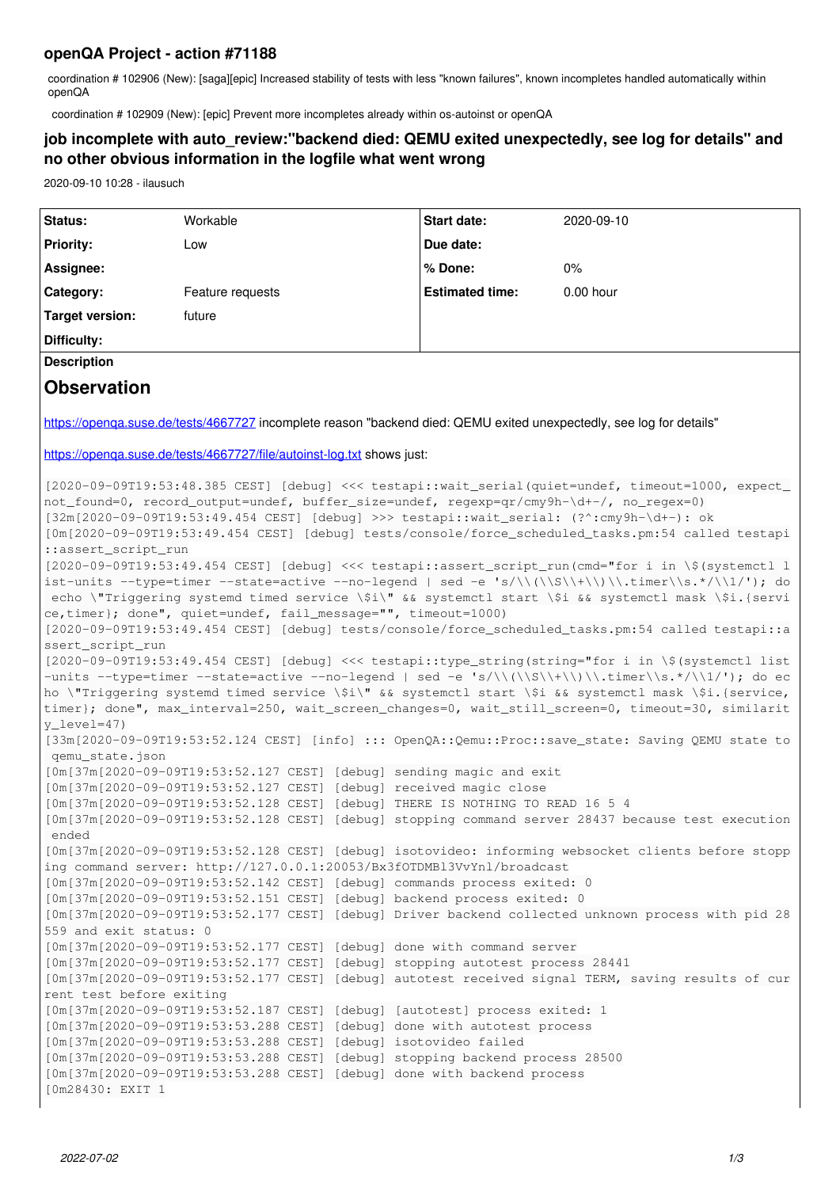# openQA Project - action #71188

coordination # 102906 (New): [saga][epic] Increased stability of tests with less "known failures", known incompletes handled automatically within openQA

coordination # 102909 (New): [epic] Prevent more incompletes already within os-autoinst or openQA

## job incomplete with auto_review:"backend died: QEMU exited unexpectedly, see log for details" and no other obvious information in the logfile what went wrong

2020-09-10 10:28 - ilausuch

| | | | |
|---|---|---|---|
| **Status:** | Workable | **Start date:** | 2020-09-10 |
| **Priority:** | Low | **Due date:** | |
| **Assignee:** | | **% Done:** | 0% |
| **Category:** | Feature requests | **Estimated time:** | 0.00 hour |
| **Target version:** | future | | |
| **Difficulty:** | | | |

**Description**

# Observation

https://openqa.suse.de/tests/4667727 incomplete reason "backend died: QEMU exited unexpectedly, see log for details"

https://openqa.suse.de/tests/4667727/file/autoinst-log.txt shows just:

```
[2020-09-09T19:53:48.385 CEST] [debug] <<< testapi::wait_serial(quiet=undef, timeout=1000, expect_not_found=0, record_output=undef, buffer_size=undef, regexp=qr/cmy9h-\d+-/, no_regex=0)
[32m[2020-09-09T19:53:49.454 CEST] [debug] >>> testapi::wait_serial: (?^:cmy9h-\d+-): ok
[0m[2020-09-09T19:53:49.454 CEST] [debug] tests/console/force_scheduled_tasks.pm:54 called testapi::assert_script_run
[2020-09-09T19:53:49.454 CEST] [debug] <<< testapi::assert_script_run(cmd="for i in \$(systemctl list-units --type=timer --state=active --no-legend | sed -e 's/\\(\\S\\+\\)\\.timer\\s.*/\\1/'); do echo \"Triggering systemd timed service \$i\" && systemctl start \$i && systemctl mask \$i.{service,timer}; done", quiet=undef, fail_message="", timeout=1000)
[2020-09-09T19:53:49.454 CEST] [debug] tests/console/force_scheduled_tasks.pm:54 called testapi::assert_script_run
[2020-09-09T19:53:49.454 CEST] [debug] <<< testapi::type_string(string="for i in \$(systemctl list-units --type=timer --state=active --no-legend | sed -e 's/\\(\\S\\+\\)\\.timer\\s.*/\\1/'); do echo \"Triggering systemd timed service \$i\" && systemctl start \$i && systemctl mask \$i.{service,timer}; done", max_interval=250, wait_screen_changes=0, wait_still_screen=0, timeout=30, similarity_level=47)
[33m[2020-09-09T19:53:52.124 CEST] [info] ::: OpenQA::Qemu::Proc::save_state: Saving QEMU state to qemu_state.json
[0m[37m[2020-09-09T19:53:52.127 CEST] [debug] sending magic and exit
[0m[37m[2020-09-09T19:53:52.127 CEST] [debug] received magic close
[0m[37m[2020-09-09T19:53:52.128 CEST] [debug] THERE IS NOTHING TO READ 16 5 4
[0m[37m[2020-09-09T19:53:52.128 CEST] [debug] stopping command server 28437 because test execution ended
[0m[37m[2020-09-09T19:53:52.128 CEST] [debug] isotovideo: informing websocket clients before stopping command server: http://127.0.0.1:20053/Bx3fOTDMBl3VvYnl/broadcast
[0m[37m[2020-09-09T19:53:52.142 CEST] [debug] commands process exited: 0
[0m[37m[2020-09-09T19:53:52.151 CEST] [debug] backend process exited: 0
[0m[37m[2020-09-09T19:53:52.177 CEST] [debug] Driver backend collected unknown process with pid 28559 and exit status: 0
[0m[37m[2020-09-09T19:53:52.177 CEST] [debug] done with command server
[0m[37m[2020-09-09T19:53:52.177 CEST] [debug] stopping autotest process 28441
[0m[37m[2020-09-09T19:53:52.177 CEST] [debug] autotest received signal TERM, saving results of current test before exiting
[0m[37m[2020-09-09T19:53:52.187 CEST] [debug] [autotest] process exited: 1
[0m[37m[2020-09-09T19:53:53.288 CEST] [debug] done with autotest process
[0m[37m[2020-09-09T19:53:53.288 CEST] [debug] isotovideo failed
[0m[37m[2020-09-09T19:53:53.288 CEST] [debug] stopping backend process 28500
[0m[37m[2020-09-09T19:53:53.288 CEST] [debug] done with backend process
[0m28430: EXIT 1
```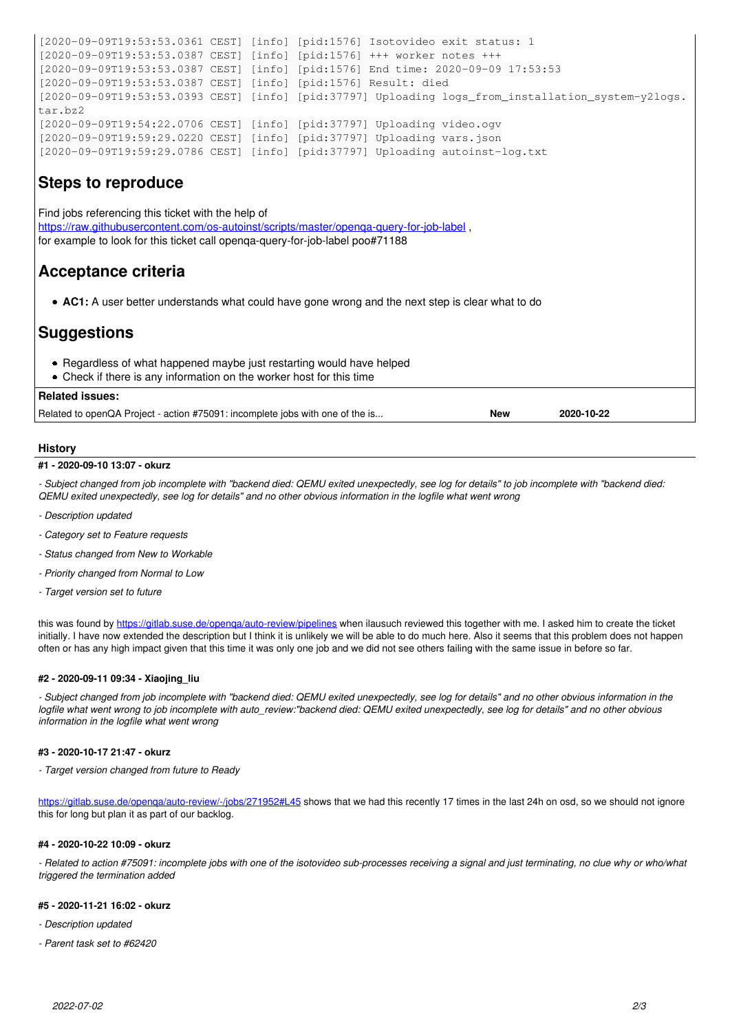```
[2020-09-09T19:53:53.0361 CEST] [info] [pid:1576] Isotovideo exit status: 1
[2020-09-09T19:53:53.0387 CEST] [info] [pid:1576] +++ worker notes +++
[2020-09-09T19:53:53.0387 CEST] [info] [pid:1576] End time: 2020-09-09 17:53:53
[2020-09-09T19:53:53.0387 CEST] [info] [pid:1576] Result: died
[2020-09-09T19:53:53.0393 CEST] [info] [pid:37797] Uploading logs_from_installation_system-y2logs.tar.bz2
[2020-09-09T19:54:22.0706 CEST] [info] [pid:37797] Uploading video.ogv
[2020-09-09T19:59:29.0220 CEST] [info] [pid:37797] Uploading vars.json
[2020-09-09T19:59:29.0786 CEST] [info] [pid:37797] Uploading autoinst-log.txt
```

## Steps to reproduce

Find jobs referencing this ticket with the help of https://raw.githubusercontent.com/os-autoinst/scripts/master/openqa-query-for-job-label , for example to look for this ticket call openqa-query-for-job-label poo#71188

## Acceptance criteria

- **AC1:** A user better understands what could have gone wrong and the next step is clear what to do

## Suggestions

- Regardless of what happened maybe just restarting would have helped
- Check if there is any information on the worker host for this time

**Related issues:**

| | | |
|---|---|---|
| Related to openQA Project - action #75091: incomplete jobs with one of the is... | **New** | **2020-10-22** |

### History

#### #1 - 2020-09-10 13:07 - okurz

*- Subject changed from job incomplete with "backend died: QEMU exited unexpectedly, see log for details" to job incomplete with "backend died: QEMU exited unexpectedly, see log for details" and no other obvious information in the logfile what went wrong*

*- Description updated*

*- Category set to Feature requests*

*- Status changed from New to Workable*

*- Priority changed from Normal to Low*

*- Target version set to future*

this was found by https://gitlab.suse.de/openqa/auto-review/pipelines when ilausuch reviewed this together with me. I asked him to create the ticket initially. I have now extended the description but I think it is unlikely we will be able to do much here. Also it seems that this problem does not happen often or has any high impact given that this time it was only one job and we did not see others failing with the same issue in before so far.

#### #2 - 2020-09-11 09:34 - Xiaojing_liu

*- Subject changed from job incomplete with "backend died: QEMU exited unexpectedly, see log for details" and no other obvious information in the logfile what went wrong to job incomplete with auto_review:"backend died: QEMU exited unexpectedly, see log for details" and no other obvious information in the logfile what went wrong*

#### #3 - 2020-10-17 21:47 - okurz

*- Target version changed from future to Ready*

https://gitlab.suse.de/openqa/auto-review/-/jobs/271952#L45 shows that we had this recently 17 times in the last 24h on osd, so we should not ignore this for long but plan it as part of our backlog.

#### #4 - 2020-10-22 10:09 - okurz

*- Related to action #75091: incomplete jobs with one of the isotovideo sub-processes receiving a signal and just terminating, no clue why or who/what triggered the termination added*

#### #5 - 2020-11-21 16:02 - okurz

*- Description updated*

*- Parent task set to #62420*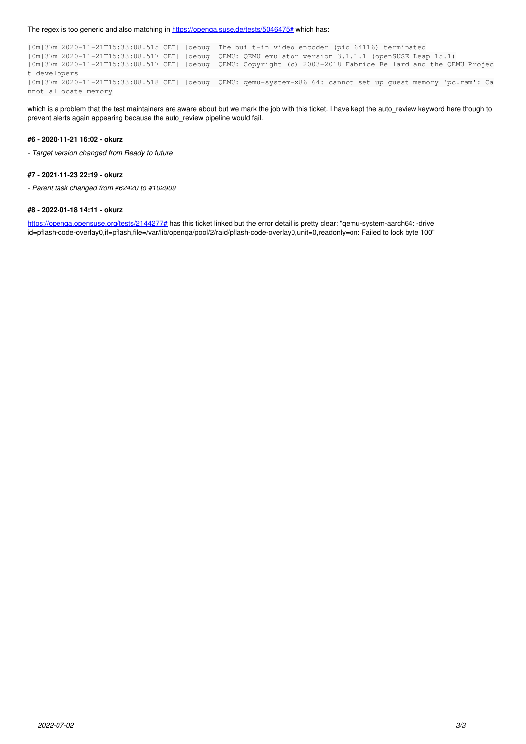The regex is too generic and also matching in https://openqa.suse.de/tests/5046475# which has:

```
[0m[37m[2020-11-21T15:33:08.515 CET] [debug] The built-in video encoder (pid 64116) terminated
[0m[37m[2020-11-21T15:33:08.517 CET] [debug] QEMU: QEMU emulator version 3.1.1.1 (openSUSE Leap 15.1)
[0m[37m[2020-11-21T15:33:08.517 CET] [debug] QEMU: Copyright (c) 2003-2018 Fabrice Bellard and the QEMU Project developers
[0m[37m[2020-11-21T15:33:08.518 CET] [debug] QEMU: qemu-system-x86_64: cannot set up guest memory 'pc.ram': Cannot allocate memory
```

which is a problem that the test maintainers are aware about but we mark the job with this ticket. I have kept the auto_review keyword here though to prevent alerts again appearing because the auto_review pipeline would fail.

#### #6 - 2020-11-21 16:02 - okurz

*- Target version changed from Ready to future*

#### #7 - 2021-11-23 22:19 - okurz

*- Parent task changed from #62420 to #102909*

#### #8 - 2022-01-18 14:11 - okurz

https://openqa.opensuse.org/tests/2144277# has this ticket linked but the error detail is pretty clear: "qemu-system-aarch64: -drive id=pflash-code-overlay0,if=pflash,file=/var/lib/openqa/pool/2/raid/pflash-code-overlay0,unit=0,readonly=on: Failed to lock byte 100"